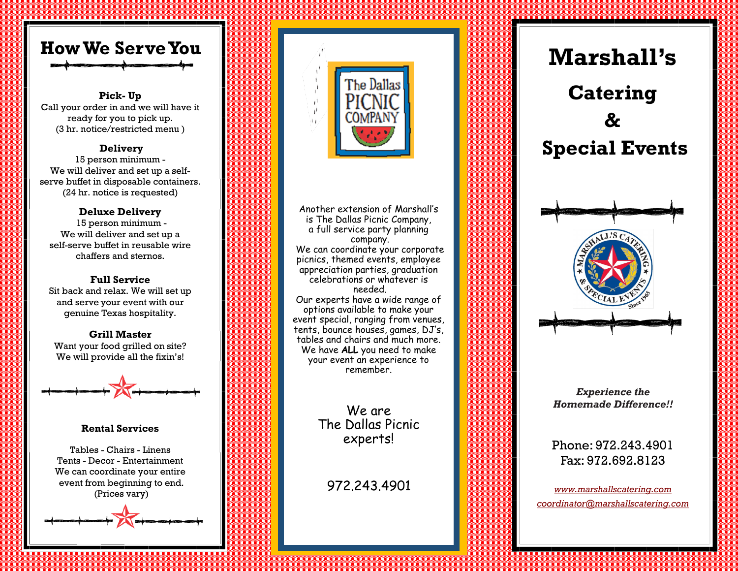## How We Serve You

**Pick- Up**
Call your order in and we will have it ready for you to pick up.
(3 hr. notice/restricted menu )

**Delivery**
15 person minimum -
We will deliver and set up a self-serve buffet in disposable containers.
(24 hr. notice is requested)

**Deluxe Delivery**
15 person minimum -
We will deliver and set up a self-serve buffet in reusable wire chaffers and sternos.

**Full Service**
Sit back and relax. We will set up and serve your event with our genuine Texas hospitality.

**Grill Master**
Want your food grilled on site?
We will provide all the fixin's!

**Rental Services**

Tables - Chairs - Linens
Tents - Decor - Entertainment
We can coordinate your entire event from beginning to end.
(Prices vary)

The Dallas PICNIC COMPANY

Another extension of Marshall's is The Dallas Picnic Company, a full service party planning company.
We can coordinate your corporate picnics, themed events, employee appreciation parties, graduation celebrations or whatever is needed.
Our experts have a wide range of options available to make your event special, ranging from venues, tents, bounce houses, games, DJ's, tables and chairs and much more.
We have **ALL** you need to make your event an experience to remember.

We are
The Dallas Picnic
experts!

972.243.4901

# Marshall's
## Catering
## &
## Special Events

MARSHALL'S CATERING & SPECIAL EVENTS Since 1965

***Experience the Homemade Difference!!***

Phone: 972.243.4901
Fax: 972.692.8123

*www.marshallscatering.com*
*coordinator@marshallscatering.com*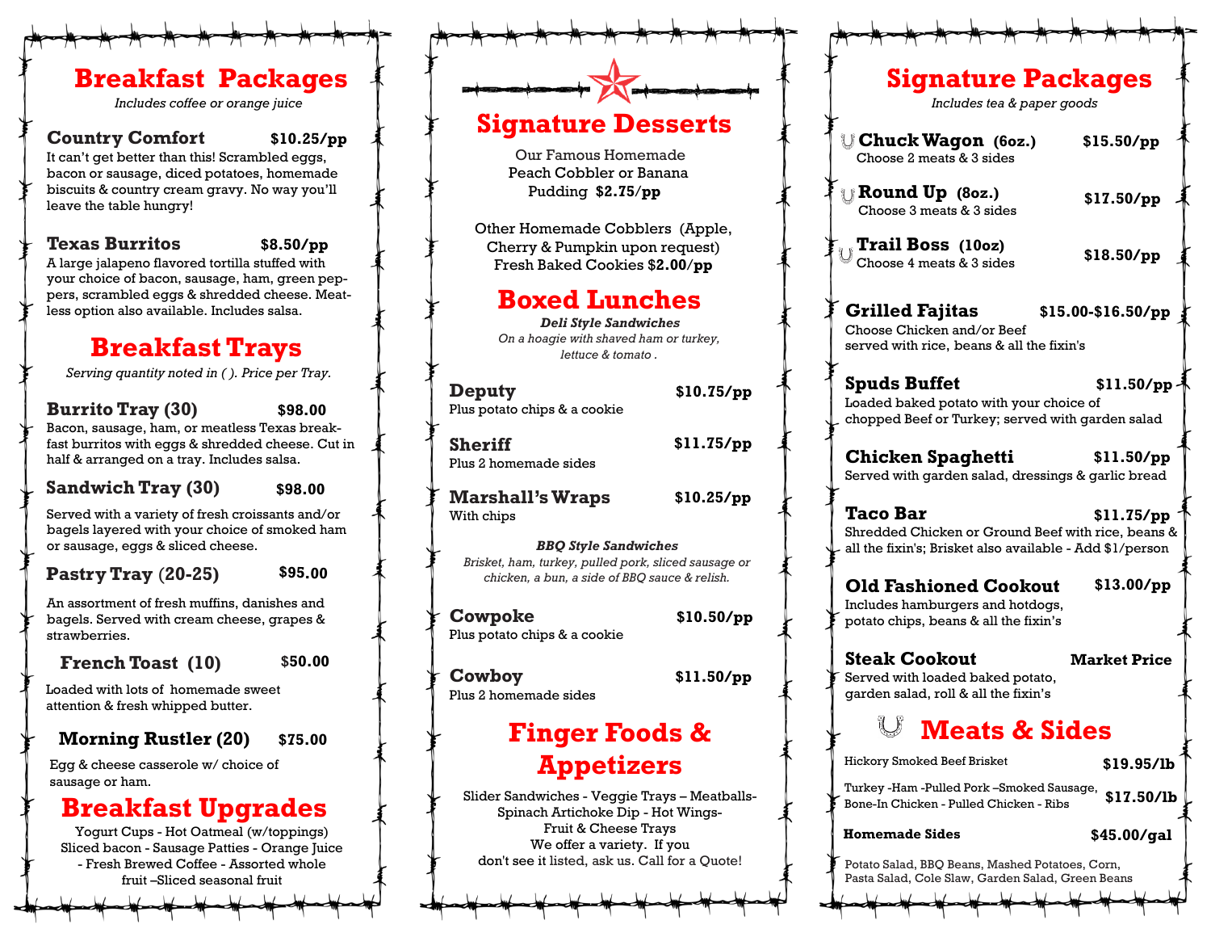# Breakfast Packages

*Includes coffee or orange juice*

### Country Comfort — $10.25/pp

It can't get better than this! Scrambled eggs, bacon or sausage, diced potatoes, homemade biscuits & country cream gravy. No way you'll leave the table hungry!

### Texas Burritos — $8.50/pp

A large jalapeno flavored tortilla stuffed with your choice of bacon, sausage, ham, green peppers, scrambled eggs & shredded cheese. Meatless option also available. Includes salsa.

# Breakfast Trays

*Serving quantity noted in ( ). Price per Tray.*

### Burrito Tray (30) — $98.00

Bacon, sausage, ham, or meatless Texas breakfast burritos with eggs & shredded cheese. Cut in half & arranged on a tray. Includes salsa.

### Sandwich Tray (30) — $98.00

Served with a variety of fresh croissants and/or bagels layered with your choice of smoked ham or sausage, eggs & sliced cheese.

### Pastry Tray (20-25) — $95.00

An assortment of fresh muffins, danishes and bagels. Served with cream cheese, grapes & strawberries.

### French Toast (10) — $50.00

Loaded with lots of homemade sweet attention & fresh whipped butter.

### Morning Rustler (20) — $75.00

Egg & cheese casserole w/ choice of sausage or ham.

# Breakfast Upgrades

Yogurt Cups - Hot Oatmeal (w/toppings)
Sliced bacon - Sausage Patties - Orange Juice
- Fresh Brewed Coffee - Assorted whole fruit –Sliced seasonal fruit

# Signature Desserts

Our Famous Homemade Peach Cobbler or Banana Pudding **$2.75/pp**

Other Homemade Cobblers (Apple, Cherry & Pumpkin upon request)
Fresh Baked Cookies **$2.00/pp**

# Boxed Lunches

***Deli Style Sandwiches***
*On a hoagie with shaved ham or turkey, lettuce & tomato .*

### Deputy — $10.75/pp

Plus potato chips & a cookie

### Sheriff — $11.75/pp

Plus 2 homemade sides

### Marshall's Wraps — $10.25/pp

With chips

***BBQ Style Sandwiches***
*Brisket, ham, turkey, pulled pork, sliced sausage or chicken, a bun, a side of BBQ sauce & relish.*

### Cowpoke — $10.50/pp

Plus potato chips & a cookie

### Cowboy — $11.50/pp

Plus 2 homemade sides

# Finger Foods & Appetizers

Slider Sandwiches - Veggie Trays – Meatballs- Spinach Artichoke Dip - Hot Wings- Fruit & Cheese Trays
We offer a variety. If you don't see it listed, ask us. Call for a Quote!

# Signature Packages

*Includes tea & paper goods*

### Chuck Wagon (6oz.) — $15.50/pp

Choose 2 meats & 3 sides

### Round Up (8oz.) — $17.50/pp

Choose 3 meats & 3 sides

### Trail Boss (10oz) — $18.50/pp

Choose 4 meats & 3 sides

### Grilled Fajitas — $15.00-$16.50/pp

Choose Chicken and/or Beef served with rice, beans & all the fixin's

### Spuds Buffet — $11.50/pp

Loaded baked potato with your choice of chopped Beef or Turkey; served with garden salad

### Chicken Spaghetti — $11.50/pp

Served with garden salad, dressings & garlic bread

### Taco Bar — $11.75/pp

Shredded Chicken or Ground Beef with rice, beans & all the fixin's; Brisket also available - Add $1/person

### Old Fashioned Cookout — $13.00/pp

Includes hamburgers and hotdogs, potato chips, beans & all the fixin's

### Steak Cookout — Market Price

Served with loaded baked potato, garden salad, roll & all the fixin's

# Meats & Sides

Hickory Smoked Beef Brisket — **$19.95/lb**

Turkey -Ham -Pulled Pork –Smoked Sausage, Bone-In Chicken - Pulled Chicken - Ribs — **$17.50/lb**

**Homemade Sides** — **$45.00/gal**

Potato Salad, BBQ Beans, Mashed Potatoes, Corn, Pasta Salad, Cole Slaw, Garden Salad, Green Beans